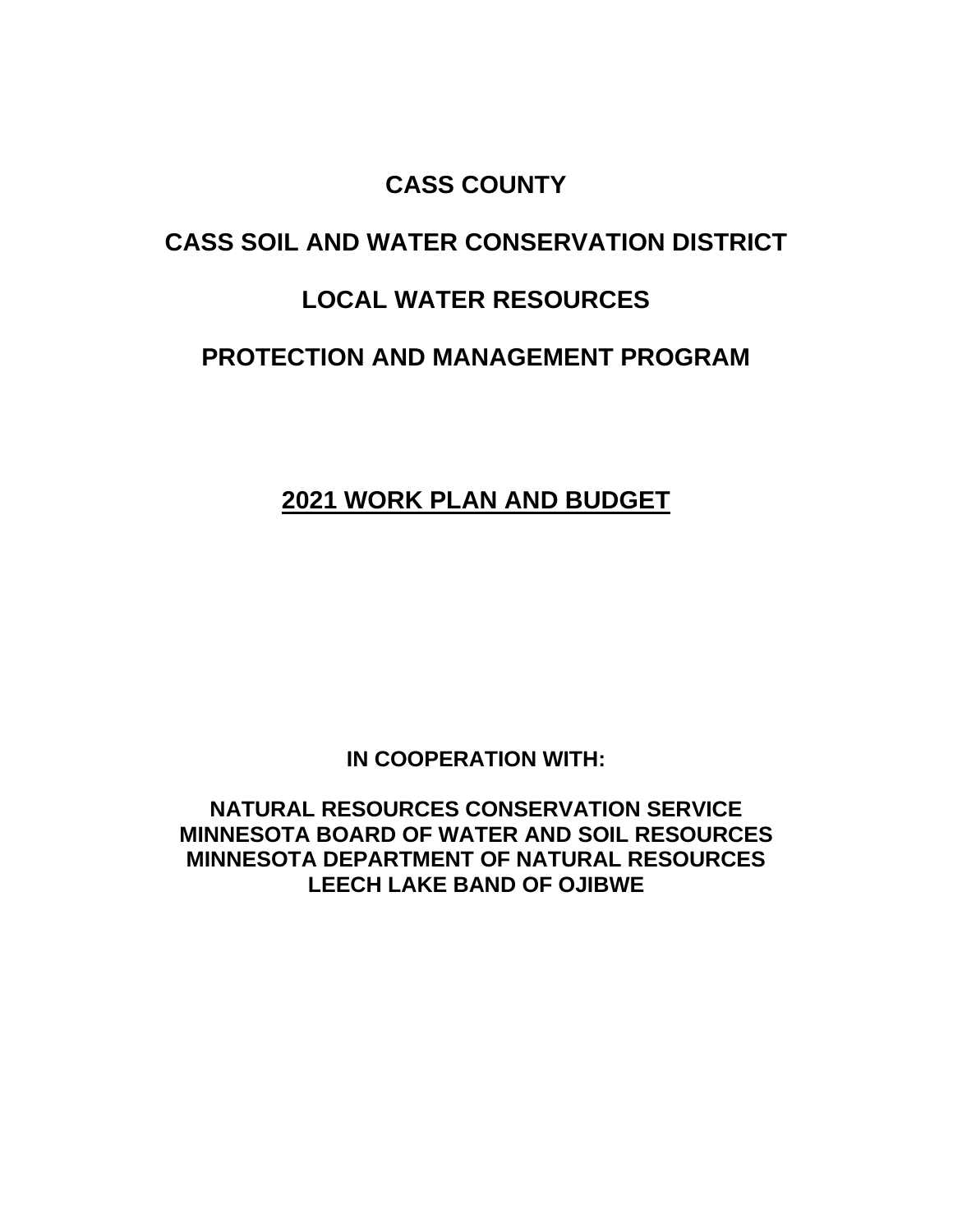# CASS COUNTY

# CASS SOIL AND WATER CONSERVATION DISTRICT

# LOCAL WATER RESOURCES

# PROTECTION AND MANAGEMENT PROGRAM

## 2021 WORK PLAN AND BUDGET

**IN COOPERATION WITH:**

**NATURAL RESOURCES CONSERVATION SERVICE**
**MINNESOTA BOARD OF WATER AND SOIL RESOURCES**
**MINNESOTA DEPARTMENT OF NATURAL RESOURCES**
**LEECH LAKE BAND OF OJIBWE**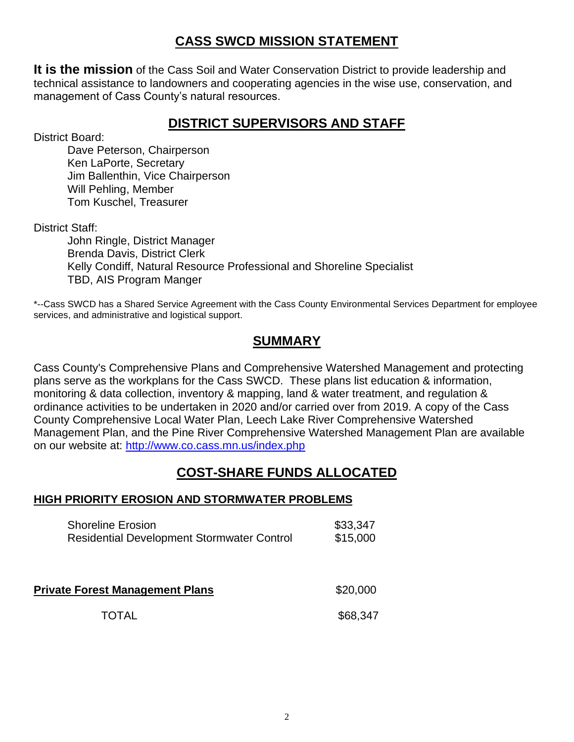## CASS SWCD MISSION STATEMENT

**It is the mission** of the Cass Soil and Water Conservation District to provide leadership and technical assistance to landowners and cooperating agencies in the wise use, conservation, and management of Cass County's natural resources.

## DISTRICT SUPERVISORS AND STAFF

District Board:

- Dave Peterson, Chairperson
- Ken LaPorte, Secretary
- Jim Ballenthin, Vice Chairperson
- Will Pehling, Member
- Tom Kuschel, Treasurer

District Staff:

- John Ringle, District Manager
- Brenda Davis, District Clerk
- Kelly Condiff, Natural Resource Professional and Shoreline Specialist
- TBD, AIS Program Manger

*--Cass SWCD has a Shared Service Agreement with the Cass County Environmental Services Department for employee services, and administrative and logistical support.

## SUMMARY

Cass County's Comprehensive Plans and Comprehensive Watershed Management and protecting plans serve as the workplans for the Cass SWCD. These plans list education & information, monitoring & data collection, inventory & mapping, land & water treatment, and regulation & ordinance activities to be undertaken in 2020 and/or carried over from 2019. A copy of the Cass County Comprehensive Local Water Plan, Leech Lake River Comprehensive Watershed Management Plan, and the Pine River Comprehensive Watershed Management Plan are available on our website at: http://www.co.cass.mn.us/index.php

## COST-SHARE FUNDS ALLOCATED

### HIGH PRIORITY EROSION AND STORMWATER PROBLEMS

| | |
|---|---|
| Shoreline Erosion | $33,347 |
| Residential Development Stormwater Control | $15,000 |
| **Private Forest Management Plans** | $20,000 |
| TOTAL | $68,347 |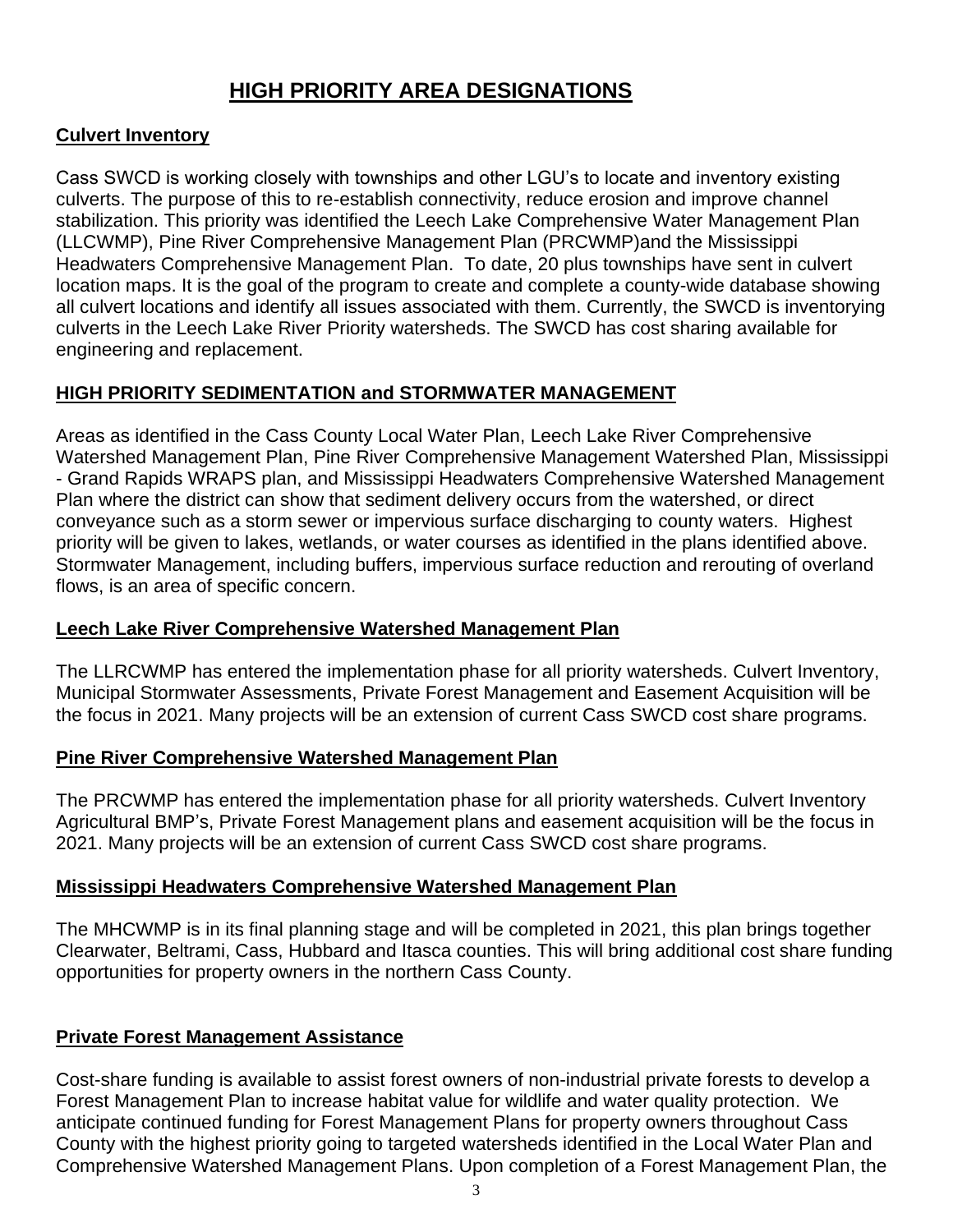# HIGH PRIORITY AREA DESIGNATIONS

## Culvert Inventory

Cass SWCD is working closely with townships and other LGU's to locate and inventory existing culverts. The purpose of this to re-establish connectivity, reduce erosion and improve channel stabilization. This priority was identified the Leech Lake Comprehensive Water Management Plan (LLCWMP), Pine River Comprehensive Management Plan (PRCWMP)and the Mississippi Headwaters Comprehensive Management Plan. To date, 20 plus townships have sent in culvert location maps. It is the goal of the program to create and complete a county-wide database showing all culvert locations and identify all issues associated with them. Currently, the SWCD is inventorying culverts in the Leech Lake River Priority watersheds. The SWCD has cost sharing available for engineering and replacement.

## HIGH PRIORITY SEDIMENTATION and STORMWATER MANAGEMENT

Areas as identified in the Cass County Local Water Plan, Leech Lake River Comprehensive Watershed Management Plan, Pine River Comprehensive Management Watershed Plan, Mississippi - Grand Rapids WRAPS plan, and Mississippi Headwaters Comprehensive Watershed Management Plan where the district can show that sediment delivery occurs from the watershed, or direct conveyance such as a storm sewer or impervious surface discharging to county waters. Highest priority will be given to lakes, wetlands, or water courses as identified in the plans identified above. Stormwater Management, including buffers, impervious surface reduction and rerouting of overland flows, is an area of specific concern.

## Leech Lake River Comprehensive Watershed Management Plan

The LLRCWMP has entered the implementation phase for all priority watersheds. Culvert Inventory, Municipal Stormwater Assessments, Private Forest Management and Easement Acquisition will be the focus in 2021. Many projects will be an extension of current Cass SWCD cost share programs.

## Pine River Comprehensive Watershed Management Plan

The PRCWMP has entered the implementation phase for all priority watersheds. Culvert Inventory Agricultural BMP's, Private Forest Management plans and easement acquisition will be the focus in 2021. Many projects will be an extension of current Cass SWCD cost share programs.

## Mississippi Headwaters Comprehensive Watershed Management Plan

The MHCWMP is in its final planning stage and will be completed in 2021, this plan brings together Clearwater, Beltrami, Cass, Hubbard and Itasca counties. This will bring additional cost share funding opportunities for property owners in the northern Cass County.

## Private Forest Management Assistance

Cost-share funding is available to assist forest owners of non-industrial private forests to develop a Forest Management Plan to increase habitat value for wildlife and water quality protection. We anticipate continued funding for Forest Management Plans for property owners throughout Cass County with the highest priority going to targeted watersheds identified in the Local Water Plan and Comprehensive Watershed Management Plans. Upon completion of a Forest Management Plan, the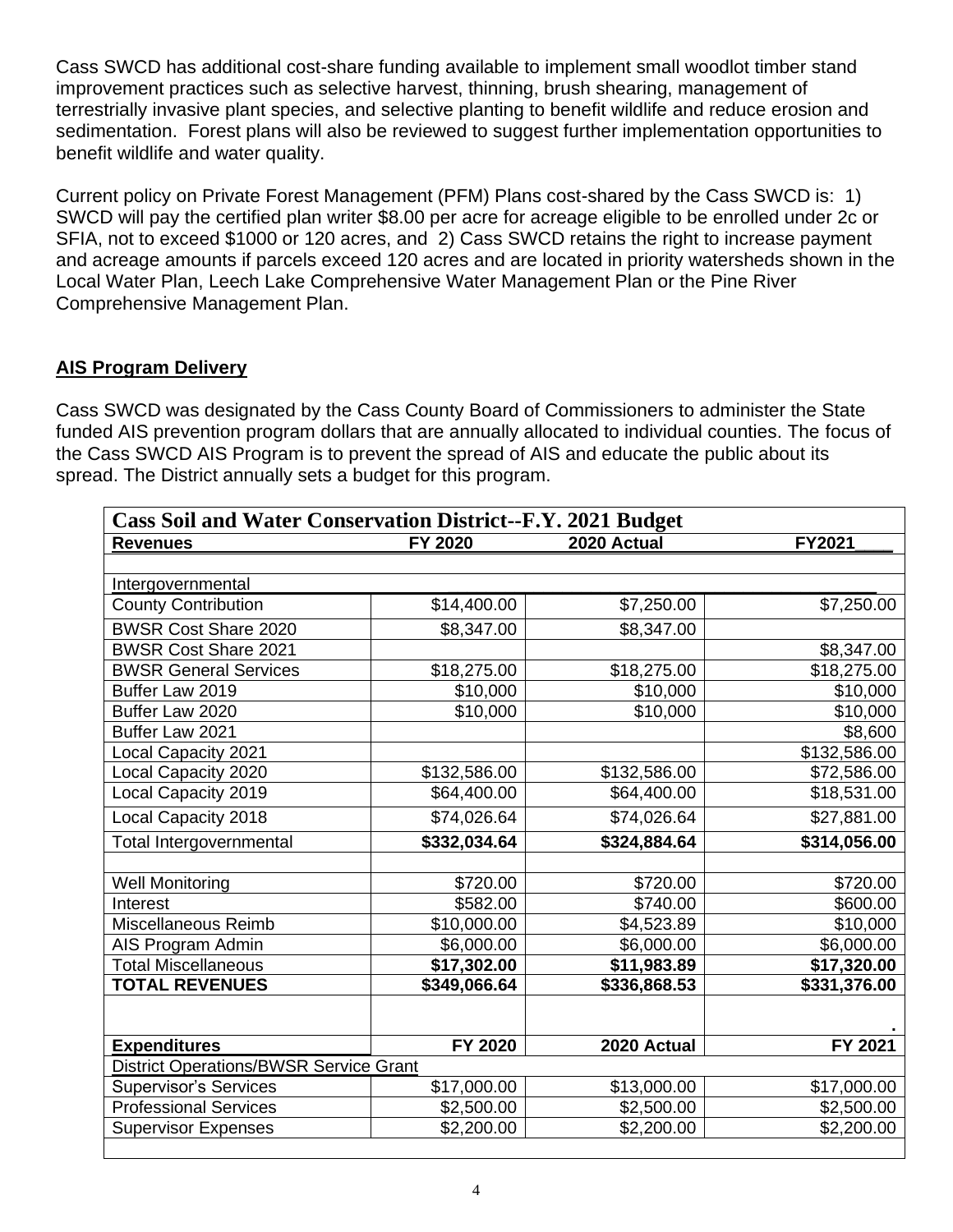Cass SWCD has additional cost-share funding available to implement small woodlot timber stand improvement practices such as selective harvest, thinning, brush shearing, management of terrestrially invasive plant species, and selective planting to benefit wildlife and reduce erosion and sedimentation. Forest plans will also be reviewed to suggest further implementation opportunities to benefit wildlife and water quality.

Current policy on Private Forest Management (PFM) Plans cost-shared by the Cass SWCD is: 1) SWCD will pay the certified plan writer $8.00 per acre for acreage eligible to be enrolled under 2c or SFIA, not to exceed $1000 or 120 acres, and 2) Cass SWCD retains the right to increase payment and acreage amounts if parcels exceed 120 acres and are located in priority watersheds shown in the Local Water Plan, Leech Lake Comprehensive Water Management Plan or the Pine River Comprehensive Management Plan.

## AIS Program Delivery

Cass SWCD was designated by the Cass County Board of Commissioners to administer the State funded AIS prevention program dollars that are annually allocated to individual counties. The focus of the Cass SWCD AIS Program is to prevent the spread of AIS and educate the public about its spread. The District annually sets a budget for this program.

| Cass Soil and Water Conservation District--F.Y. 2021 Budget | | | |
|---|---|---|---|
| **Revenues** | **FY 2020** | **2020 Actual** | **FY2021** |
| | | | |
| Intergovernmental | | | |
| County Contribution | $14,400.00 | $7,250.00 | $7,250.00 |
| BWSR Cost Share 2020 | $8,347.00 | $8,347.00 | |
| BWSR Cost Share 2021 | | | $8,347.00 |
| BWSR General Services | $18,275.00 | $18,275.00 | $18,275.00 |
| Buffer Law 2019 | $10,000 | $10,000 | $10,000 |
| Buffer Law 2020 | $10,000 | $10,000 | $10,000 |
| Buffer Law 2021 | | | $8,600 |
| Local Capacity 2021 | | | $132,586.00 |
| Local Capacity 2020 | $132,586.00 | $132,586.00 | $72,586.00 |
| Local Capacity 2019 | $64,400.00 | $64,400.00 | $18,531.00 |
| Local Capacity 2018 | $74,026.64 | $74,026.64 | $27,881.00 |
| Total Intergovernmental | **$332,034.64** | **$324,884.64** | **$314,056.00** |
| | | | |
| Well Monitoring | $720.00 | $720.00 | $720.00 |
| Interest | $582.00 | $740.00 | $600.00 |
| Miscellaneous Reimb | $10,000.00 | $4,523.89 | $10,000 |
| AIS Program Admin | $6,000.00 | $6,000.00 | $6,000.00 |
| Total Miscellaneous | **$17,302.00** | **$11,983.89** | **$17,320.00** |
| **TOTAL REVENUES** | **$349,066.64** | **$336,868.53** | **$331,376.00** |
| | | | . |
| **Expenditures** | **FY 2020** | **2020 Actual** | **FY 2021** |
| District Operations/BWSR Service Grant | | | |
| Supervisor's Services | $17,000.00 | $13,000.00 | $17,000.00 |
| Professional Services | $2,500.00 | $2,500.00 | $2,500.00 |
| Supervisor Expenses | $2,200.00 | $2,200.00 | $2,200.00 |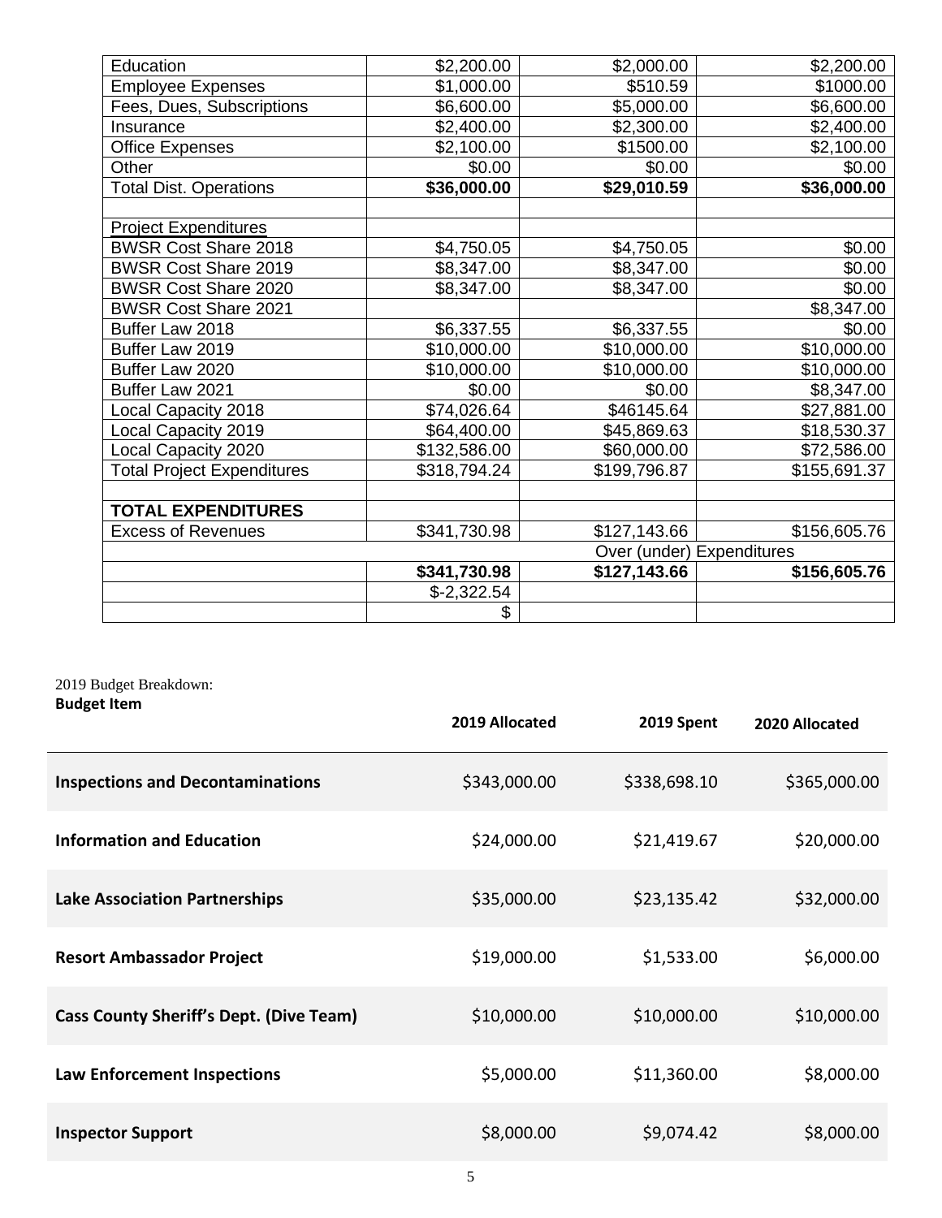| Education | $2,200.00 | $2,000.00 | $2,200.00 |
|---|---|---|---|
| Employee Expenses | $1,000.00 | $510.59 | $1000.00 |
| Fees, Dues, Subscriptions | $6,600.00 | $5,000.00 | $6,600.00 |
| Insurance | $2,400.00 | $2,300.00 | $2,400.00 |
| Office Expenses | $2,100.00 | $1500.00 | $2,100.00 |
| Other | $0.00 | $0.00 | $0.00 |
| Total Dist. Operations | **$36,000.00** | **$29,010.59** | **$36,000.00** |
| | | | |
| Project Expenditures | | | |
| BWSR Cost Share 2018 | $4,750.05 | $4,750.05 | $0.00 |
| BWSR Cost Share 2019 | $8,347.00 | $8,347.00 | $0.00 |
| BWSR Cost Share 2020 | $8,347.00 | $8,347.00 | $0.00 |
| BWSR Cost Share 2021 | | | $8,347.00 |
| Buffer Law 2018 | $6,337.55 | $6,337.55 | $0.00 |
| Buffer Law 2019 | $10,000.00 | $10,000.00 | $10,000.00 |
| Buffer Law 2020 | $10,000.00 | $10,000.00 | $10,000.00 |
| Buffer Law 2021 | $0.00 | $0.00 | $8,347.00 |
| Local Capacity 2018 | $74,026.64 | $46145.64 | $27,881.00 |
| Local Capacity 2019 | $64,400.00 | $45,869.63 | $18,530.37 |
| Local Capacity 2020 | $132,586.00 | $60,000.00 | $72,586.00 |
| Total Project Expenditures | $318,794.24 | $199,796.87 | $155,691.37 |
| | | | |
| **TOTAL EXPENDITURES** | | | |
| Excess of Revenues | $341,730.98 | $127,143.66 | $156,605.76 |
| | | Over (under) Expenditures | |
| | **$341,730.98** | **$127,143.66** | **$156,605.76** |
| | $-2,322.54 | | |
| | $ | | |

2019 Budget Breakdown:

| **Budget Item** | **2019 Allocated** | **2019 Spent** | **2020 Allocated** |
|---|---|---|---|
| **Inspections and Decontaminations** | $343,000.00 | $338,698.10 | $365,000.00 |
| **Information and Education** | $24,000.00 | $21,419.67 | $20,000.00 |
| **Lake Association Partnerships** | $35,000.00 | $23,135.42 | $32,000.00 |
| **Resort Ambassador Project** | $19,000.00 | $1,533.00 | $6,000.00 |
| **Cass County Sheriff's Dept. (Dive Team)** | $10,000.00 | $10,000.00 | $10,000.00 |
| **Law Enforcement Inspections** | $5,000.00 | $11,360.00 | $8,000.00 |
| **Inspector Support** | $8,000.00 | $9,074.42 | $8,000.00 |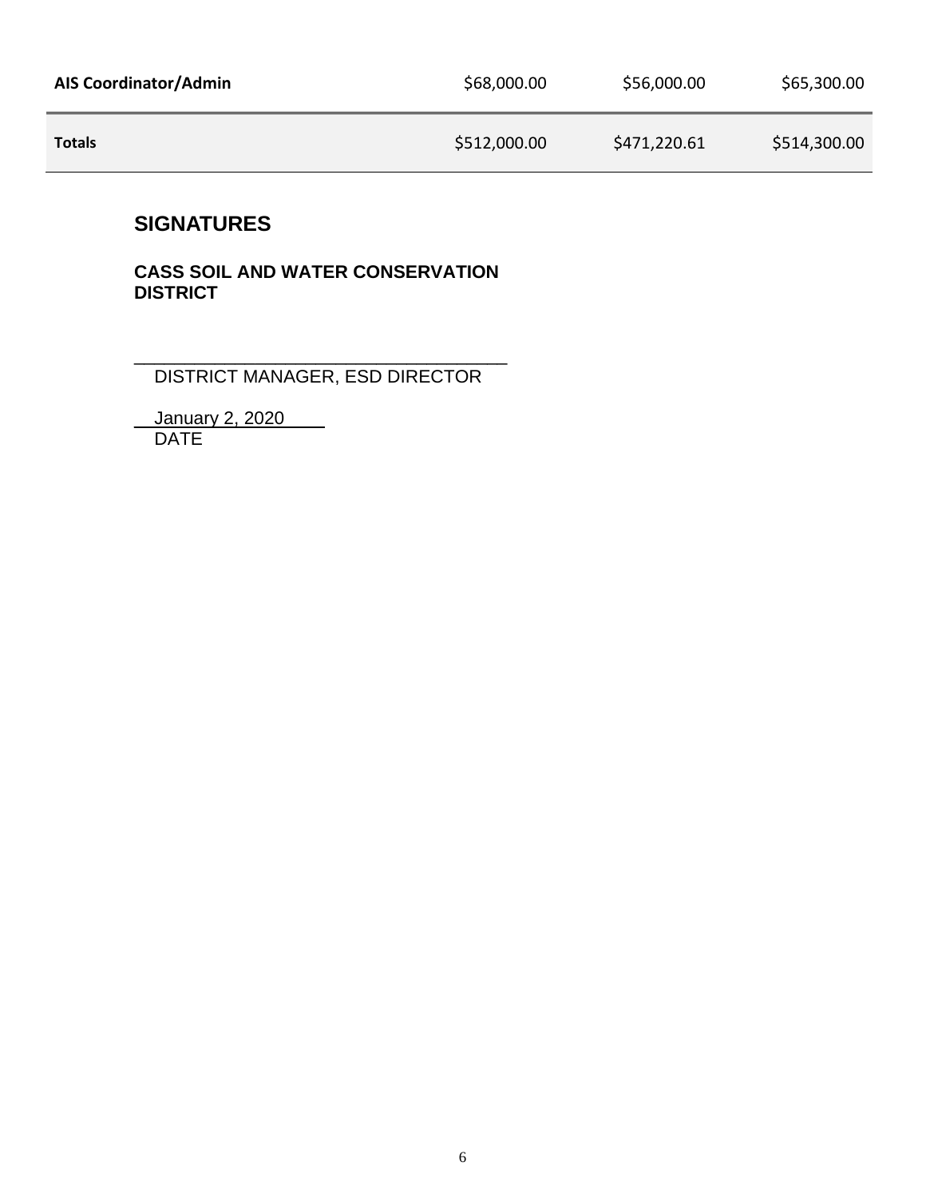| | | | |
|---|---|---|---|
| **AIS Coordinator/Admin** | $68,000.00 | $56,000.00 | $65,300.00 |
| **Totals** | $512,000.00 | $471,220.61 | $514,300.00 |

## SIGNATURES

**CASS SOIL AND WATER CONSERVATION DISTRICT**

_____________________________________
DISTRICT MANAGER, ESD DIRECTOR

January 2, 2020
DATE